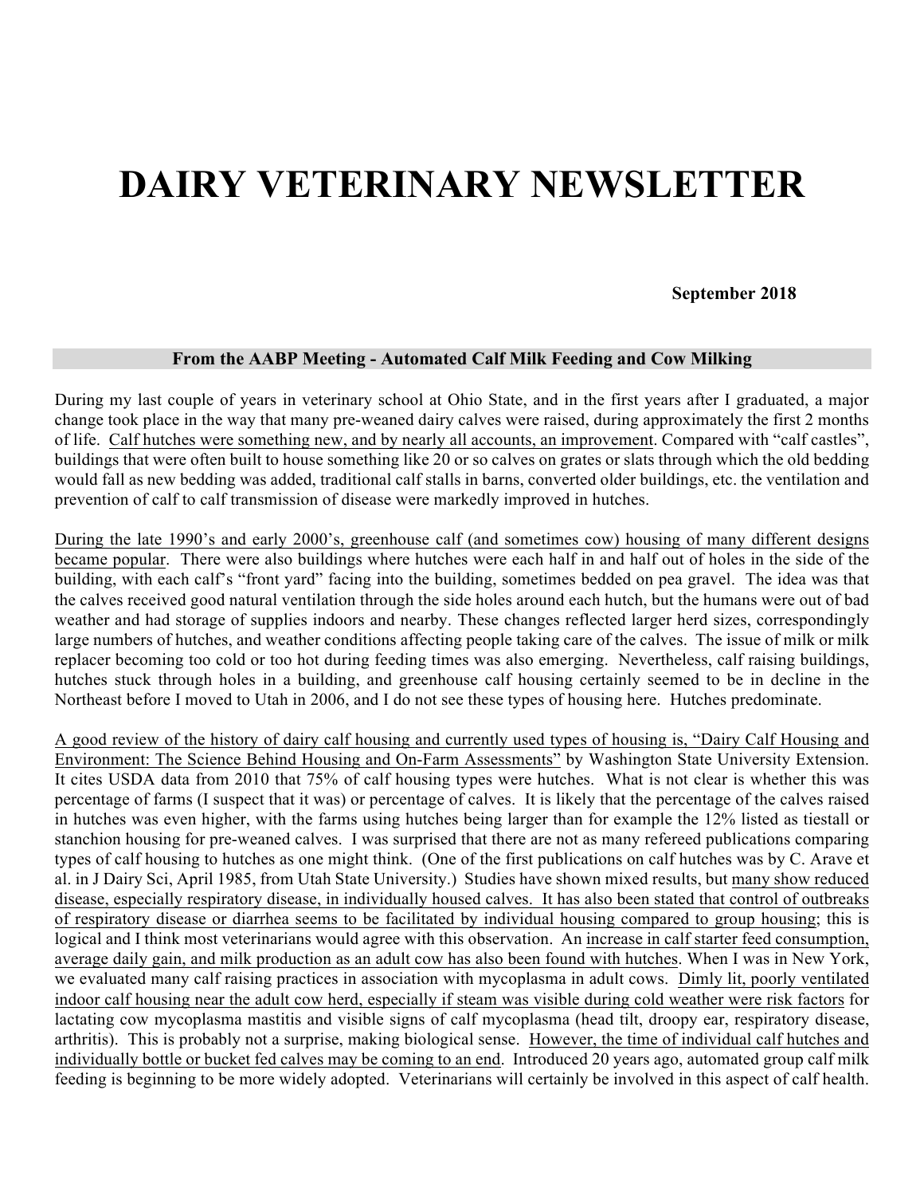# DAIRY VETERINARY NEWSLETTER

**September 2018**

## From the AABP Meeting - Automated Calf Milk Feeding and Cow Milking

During my last couple of years in veterinary school at Ohio State, and in the first years after I graduated, a major change took place in the way that many pre-weaned dairy calves were raised, during approximately the first 2 months of life. Calf hutches were something new, and by nearly all accounts, an improvement. Compared with "calf castles", buildings that were often built to house something like 20 or so calves on grates or slats through which the old bedding would fall as new bedding was added, traditional calf stalls in barns, converted older buildings, etc. the ventilation and prevention of calf to calf transmission of disease were markedly improved in hutches.

During the late 1990's and early 2000's, greenhouse calf (and sometimes cow) housing of many different designs became popular. There were also buildings where hutches were each half in and half out of holes in the side of the building, with each calf's "front yard" facing into the building, sometimes bedded on pea gravel. The idea was that the calves received good natural ventilation through the side holes around each hutch, but the humans were out of bad weather and had storage of supplies indoors and nearby. These changes reflected larger herd sizes, correspondingly large numbers of hutches, and weather conditions affecting people taking care of the calves. The issue of milk or milk replacer becoming too cold or too hot during feeding times was also emerging. Nevertheless, calf raising buildings, hutches stuck through holes in a building, and greenhouse calf housing certainly seemed to be in decline in the Northeast before I moved to Utah in 2006, and I do not see these types of housing here. Hutches predominate.

A good review of the history of dairy calf housing and currently used types of housing is, "Dairy Calf Housing and Environment: The Science Behind Housing and On-Farm Assessments" by Washington State University Extension. It cites USDA data from 2010 that 75% of calf housing types were hutches. What is not clear is whether this was percentage of farms (I suspect that it was) or percentage of calves. It is likely that the percentage of the calves raised in hutches was even higher, with the farms using hutches being larger than for example the 12% listed as tiestall or stanchion housing for pre-weaned calves. I was surprised that there are not as many refereed publications comparing types of calf housing to hutches as one might think. (One of the first publications on calf hutches was by C. Arave et al. in J Dairy Sci, April 1985, from Utah State University.) Studies have shown mixed results, but many show reduced disease, especially respiratory disease, in individually housed calves. It has also been stated that control of outbreaks of respiratory disease or diarrhea seems to be facilitated by individual housing compared to group housing; this is logical and I think most veterinarians would agree with this observation. An increase in calf starter feed consumption, average daily gain, and milk production as an adult cow has also been found with hutches. When I was in New York, we evaluated many calf raising practices in association with mycoplasma in adult cows. Dimly lit, poorly ventilated indoor calf housing near the adult cow herd, especially if steam was visible during cold weather were risk factors for lactating cow mycoplasma mastitis and visible signs of calf mycoplasma (head tilt, droopy ear, respiratory disease, arthritis). This is probably not a surprise, making biological sense. However, the time of individual calf hutches and individually bottle or bucket fed calves may be coming to an end. Introduced 20 years ago, automated group calf milk feeding is beginning to be more widely adopted. Veterinarians will certainly be involved in this aspect of calf health.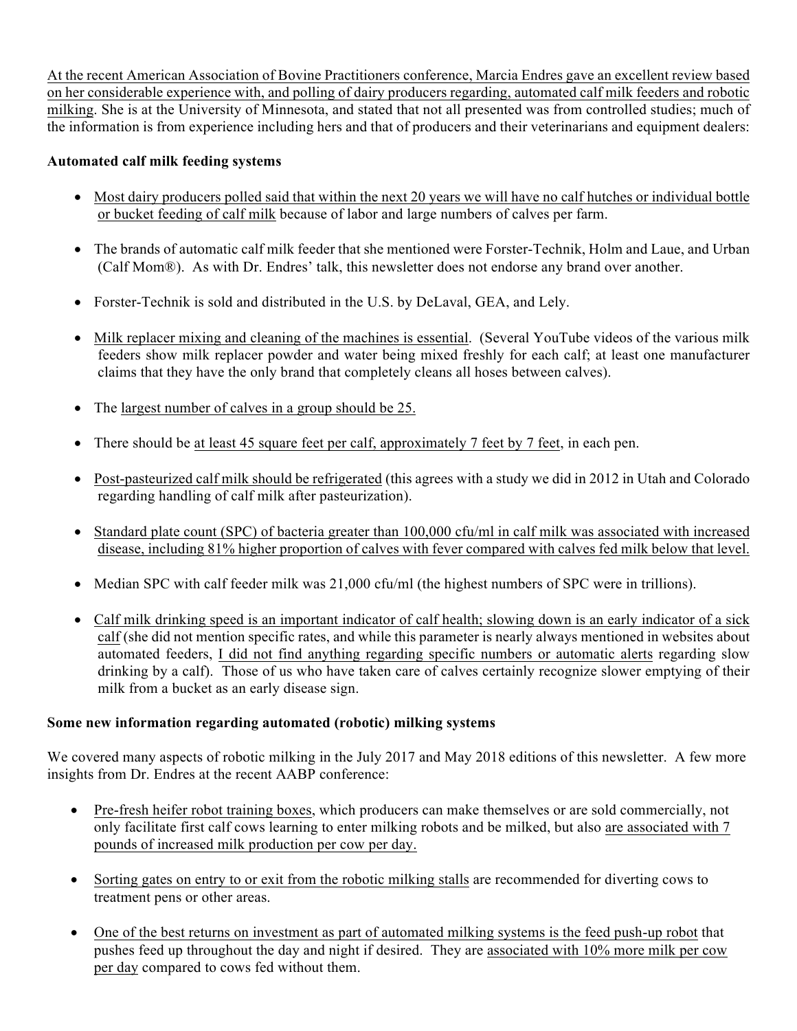At the recent American Association of Bovine Practitioners conference, Marcia Endres gave an excellent review based on her considerable experience with, and polling of dairy producers regarding, automated calf milk feeders and robotic milking. She is at the University of Minnesota, and stated that not all presented was from controlled studies; much of the information is from experience including hers and that of producers and their veterinarians and equipment dealers:

**Automated calf milk feeding systems**

- Most dairy producers polled said that within the next 20 years we will have no calf hutches or individual bottle or bucket feeding of calf milk because of labor and large numbers of calves per farm.
- The brands of automatic calf milk feeder that she mentioned were Forster-Technik, Holm and Laue, and Urban (Calf Mom®). As with Dr. Endres' talk, this newsletter does not endorse any brand over another.
- Forster-Technik is sold and distributed in the U.S. by DeLaval, GEA, and Lely.
- Milk replacer mixing and cleaning of the machines is essential. (Several YouTube videos of the various milk feeders show milk replacer powder and water being mixed freshly for each calf; at least one manufacturer claims that they have the only brand that completely cleans all hoses between calves).
- The largest number of calves in a group should be 25.
- There should be at least 45 square feet per calf, approximately 7 feet by 7 feet, in each pen.
- Post-pasteurized calf milk should be refrigerated (this agrees with a study we did in 2012 in Utah and Colorado regarding handling of calf milk after pasteurization).
- Standard plate count (SPC) of bacteria greater than 100,000 cfu/ml in calf milk was associated with increased disease, including 81% higher proportion of calves with fever compared with calves fed milk below that level.
- Median SPC with calf feeder milk was 21,000 cfu/ml (the highest numbers of SPC were in trillions).
- Calf milk drinking speed is an important indicator of calf health; slowing down is an early indicator of a sick calf (she did not mention specific rates, and while this parameter is nearly always mentioned in websites about automated feeders, I did not find anything regarding specific numbers or automatic alerts regarding slow drinking by a calf). Those of us who have taken care of calves certainly recognize slower emptying of their milk from a bucket as an early disease sign.

**Some new information regarding automated (robotic) milking systems**

We covered many aspects of robotic milking in the July 2017 and May 2018 editions of this newsletter. A few more insights from Dr. Endres at the recent AABP conference:

- Pre-fresh heifer robot training boxes, which producers can make themselves or are sold commercially, not only facilitate first calf cows learning to enter milking robots and be milked, but also are associated with 7 pounds of increased milk production per cow per day.
- Sorting gates on entry to or exit from the robotic milking stalls are recommended for diverting cows to treatment pens or other areas.
- One of the best returns on investment as part of automated milking systems is the feed push-up robot that pushes feed up throughout the day and night if desired. They are associated with 10% more milk per cow per day compared to cows fed without them.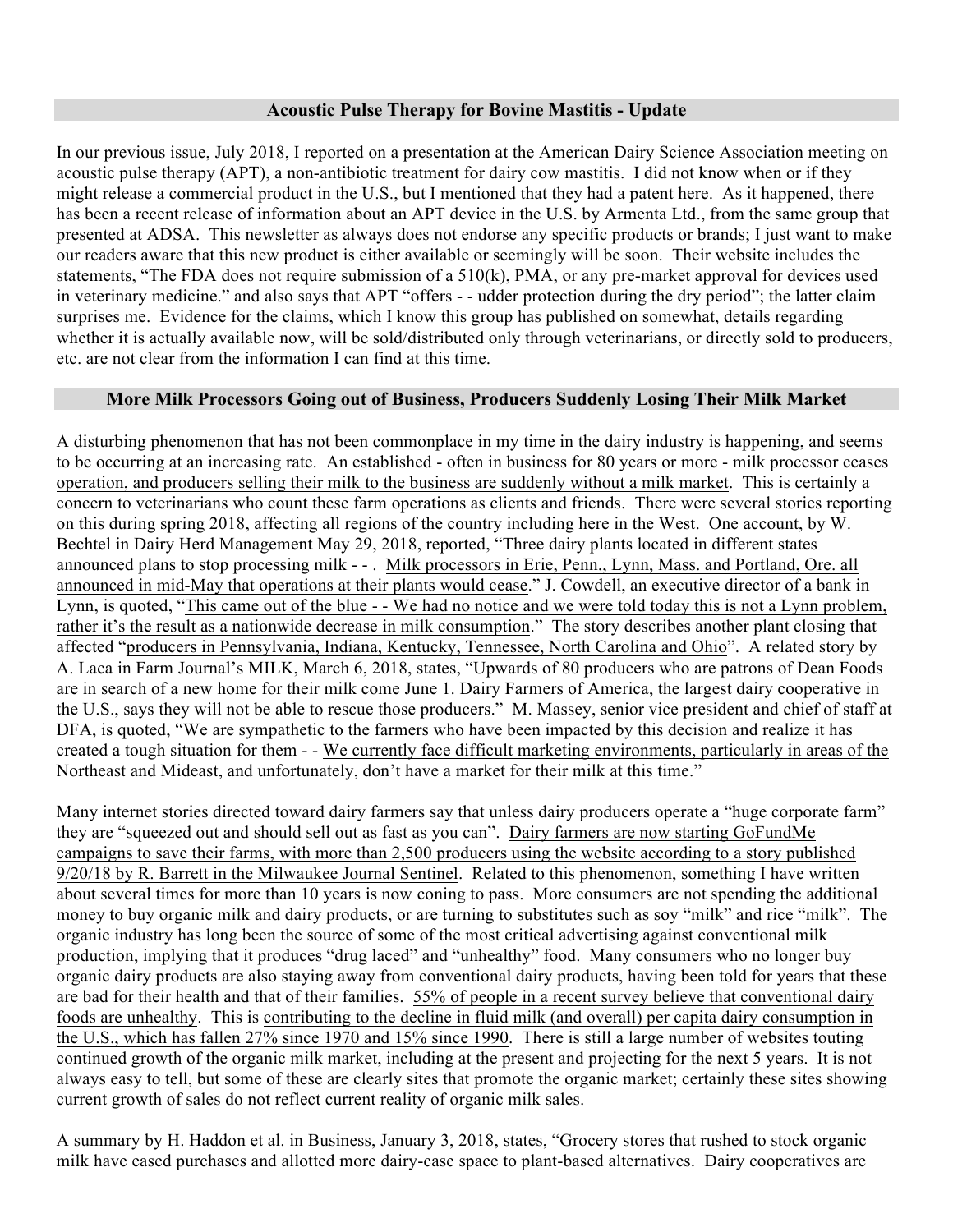## Acoustic Pulse Therapy for Bovine Mastitis - Update

In our previous issue, July 2018, I reported on a presentation at the American Dairy Science Association meeting on acoustic pulse therapy (APT), a non-antibiotic treatment for dairy cow mastitis. I did not know when or if they might release a commercial product in the U.S., but I mentioned that they had a patent here. As it happened, there has been a recent release of information about an APT device in the U.S. by Armenta Ltd., from the same group that presented at ADSA. This newsletter as always does not endorse any specific products or brands; I just want to make our readers aware that this new product is either available or seemingly will be soon. Their website includes the statements, "The FDA does not require submission of a 510(k), PMA, or any pre-market approval for devices used in veterinary medicine." and also says that APT "offers - - udder protection during the dry period"; the latter claim surprises me. Evidence for the claims, which I know this group has published on somewhat, details regarding whether it is actually available now, will be sold/distributed only through veterinarians, or directly sold to producers, etc. are not clear from the information I can find at this time.

## More Milk Processors Going out of Business, Producers Suddenly Losing Their Milk Market

A disturbing phenomenon that has not been commonplace in my time in the dairy industry is happening, and seems to be occurring at an increasing rate. <u>An established - often in business for 80 years or more - milk processor ceases operation, and producers selling their milk to the business are suddenly without a milk market</u>. This is certainly a concern to veterinarians who count these farm operations as clients and friends. There were several stories reporting on this during spring 2018, affecting all regions of the country including here in the West. One account, by W. Bechtel in Dairy Herd Management May 29, 2018, reported, "Three dairy plants located in different states announced plans to stop processing milk - - . <u>Milk processors in Erie, Penn., Lynn, Mass. and Portland, Ore. all announced in mid-May that operations at their plants would cease</u>." J. Cowdell, an executive director of a bank in Lynn, is quoted, "<u>This came out of the blue - - We had no notice and we were told today this is not a Lynn problem, rather it's the result as a nationwide decrease in milk consumption</u>." The story describes another plant closing that affected "<u>producers in Pennsylvania, Indiana, Kentucky, Tennessee, North Carolina and Ohio</u>". A related story by A. Laca in Farm Journal's MILK, March 6, 2018, states, "Upwards of 80 producers who are patrons of Dean Foods are in search of a new home for their milk come June 1. Dairy Farmers of America, the largest dairy cooperative in the U.S., says they will not be able to rescue those producers." M. Massey, senior vice president and chief of staff at DFA, is quoted, "<u>We are sympathetic to the farmers who have been impacted by this decision</u> and realize it has created a tough situation for them - - <u>We currently face difficult marketing environments, particularly in areas of the Northeast and Mideast, and unfortunately, don't have a market for their milk at this time</u>."

Many internet stories directed toward dairy farmers say that unless dairy producers operate a "huge corporate farm" they are "squeezed out and should sell out as fast as you can". <u>Dairy farmers are now starting GoFundMe campaigns to save their farms, with more than 2,500 producers using the website according to a story published 9/20/18 by R. Barrett in the Milwaukee Journal Sentinel</u>. Related to this phenomenon, something I have written about several times for more than 10 years is now coning to pass. More consumers are not spending the additional money to buy organic milk and dairy products, or are turning to substitutes such as soy "milk" and rice "milk". The organic industry has long been the source of some of the most critical advertising against conventional milk production, implying that it produces "drug laced" and "unhealthy" food. Many consumers who no longer buy organic dairy products are also staying away from conventional dairy products, having been told for years that these are bad for their health and that of their families. <u>55% of people in a recent survey believe that conventional dairy foods are unhealthy</u>. This is <u>contributing to the decline in fluid milk (and overall) per capita dairy consumption in the U.S., which has fallen 27% since 1970 and 15% since 1990</u>. There is still a large number of websites touting continued growth of the organic milk market, including at the present and projecting for the next 5 years. It is not always easy to tell, but some of these are clearly sites that promote the organic market; certainly these sites showing current growth of sales do not reflect current reality of organic milk sales.

A summary by H. Haddon et al. in Business, January 3, 2018, states, "Grocery stores that rushed to stock organic milk have eased purchases and allotted more dairy-case space to plant-based alternatives. Dairy cooperatives are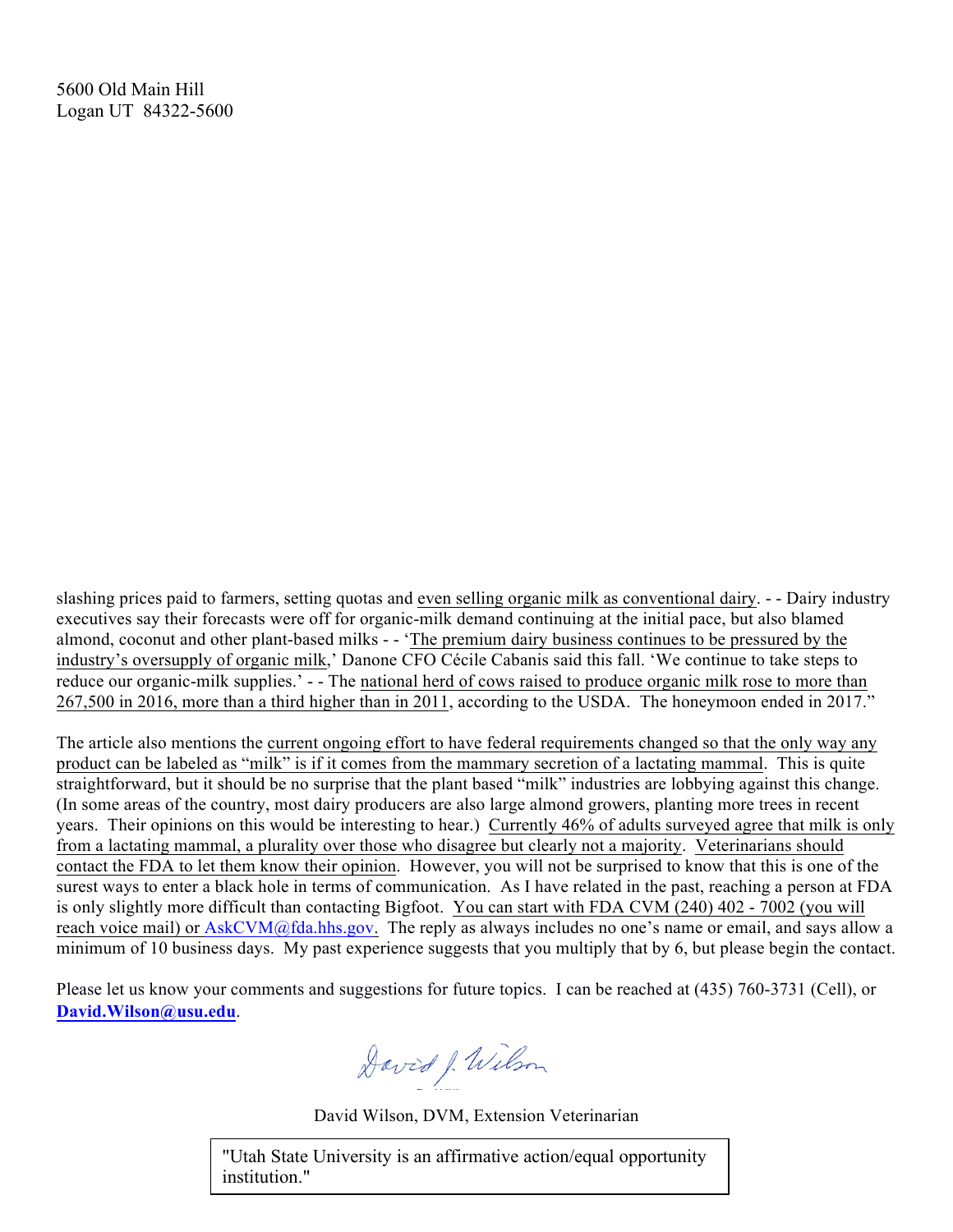5600 Old Main Hill
Logan UT 84322-5600

slashing prices paid to farmers, setting quotas and <u>even selling organic milk as conventional dairy</u>. - - Dairy industry executives say their forecasts were off for organic-milk demand continuing at the initial pace, but also blamed almond, coconut and other plant-based milks - - '<u>The premium dairy business continues to be pressured by the industry's oversupply of organic milk</u>,' Danone CFO Cécile Cabanis said this fall. 'We continue to take steps to reduce our organic-milk supplies.' - - The <u>national herd of cows raised to produce organic milk rose to more than 267,500 in 2016, more than a third higher than in 2011</u>, according to the USDA. The honeymoon ended in 2017."

The article also mentions the <u>current ongoing effort to have federal requirements changed so that the only way any product can be labeled as "milk" is if it comes from the mammary secretion of a lactating mammal</u>. This is quite straightforward, but it should be no surprise that the plant based "milk" industries are lobbying against this change. (In some areas of the country, most dairy producers are also large almond growers, planting more trees in recent years. Their opinions on this would be interesting to hear.) <u>Currently 46% of adults surveyed agree that milk is only from a lactating mammal, a plurality over those who disagree but clearly not a majority</u>. <u>Veterinarians should contact the FDA to let them know their opinion</u>. However, you will not be surprised to know that this is one of the surest ways to enter a black hole in terms of communication. As I have related in the past, reaching a person at FDA is only slightly more difficult than contacting Bigfoot. <u>You can start with FDA CVM (240) 402 - 7002 (you will reach voice mail) or AskCVM@fda.hhs.gov.</u> The reply as always includes no one's name or email, and says allow a minimum of 10 business days. My past experience suggests that you multiply that by 6, but please begin the contact.

Please let us know your comments and suggestions for future topics. I can be reached at (435) 760-3731 (Cell), or **David.Wilson@usu.edu**.

David J. Wilson

David Wilson, DVM, Extension Veterinarian

"Utah State University is an affirmative action/equal opportunity institution."